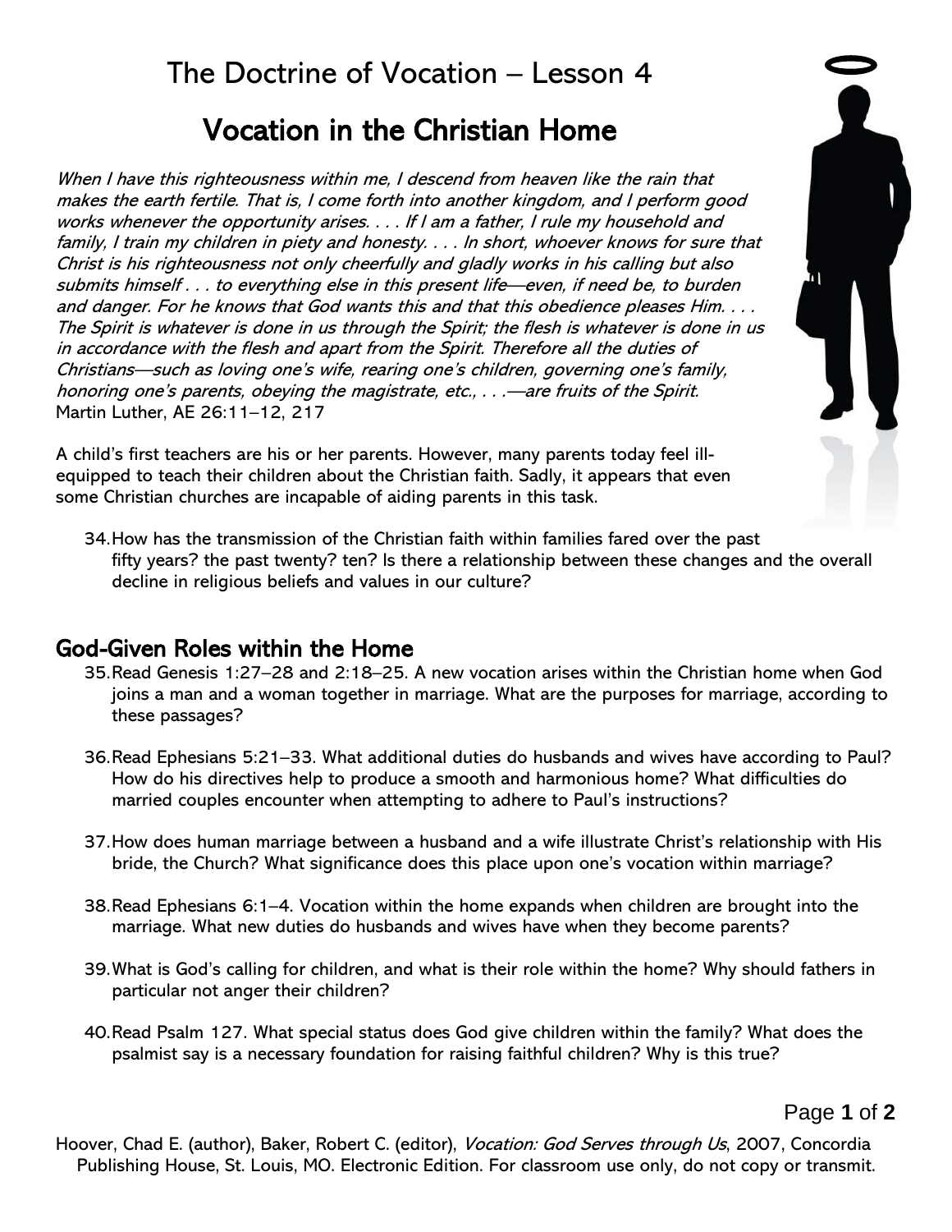# The Doctrine of Vocation – Lesson 4

## Vocation in the Christian Home

*When I have this righteousness within me, I descend from heaven like the rain that makes the earth fertile. That is, I come forth into another kingdom, and I perform good works whenever the opportunity arises. . . . If I am a father, I rule my household and family, I train my children in piety and honesty. . . . In short, whoever knows for sure that Christ is his righteousness not only cheerfully and gladly works in his calling but also submits himself . . . to everything else in this present life—even, if need be, to burden and danger. For he knows that God wants this and that this obedience pleases Him. . . . The Spirit is whatever is done in us through the Spirit; the flesh is whatever is done in us in accordance with the flesh and apart from the Spirit. Therefore all the duties of Christians—such as loving one's wife, rearing one's children, governing one's family, honoring one's parents, obeying the magistrate, etc., . . .—are fruits of the Spirit.*
Martin Luther, AE 26:11–12, 217

A child's first teachers are his or her parents. However, many parents today feel ill-equipped to teach their children about the Christian faith. Sadly, it appears that even some Christian churches are incapable of aiding parents in this task.

34. How has the transmission of the Christian faith within families fared over the past fifty years? the past twenty? ten? Is there a relationship between these changes and the overall decline in religious beliefs and values in our culture?

## God-Given Roles within the Home

35. Read Genesis 1:27–28 and 2:18–25. A new vocation arises within the Christian home when God joins a man and a woman together in marriage. What are the purposes for marriage, according to these passages?

36. Read Ephesians 5:21–33. What additional duties do husbands and wives have according to Paul? How do his directives help to produce a smooth and harmonious home? What difficulties do married couples encounter when attempting to adhere to Paul's instructions?

37. How does human marriage between a husband and a wife illustrate Christ's relationship with His bride, the Church? What significance does this place upon one's vocation within marriage?

38. Read Ephesians 6:1–4. Vocation within the home expands when children are brought into the marriage. What new duties do husbands and wives have when they become parents?

39. What is God's calling for children, and what is their role within the home? Why should fathers in particular not anger their children?

40. Read Psalm 127. What special status does God give children within the family? What does the psalmist say is a necessary foundation for raising faithful children? Why is this true?

Hoover, Chad E. (author), Baker, Robert C. (editor), *Vocation: God Serves through Us*, 2007, Concordia Publishing House, St. Louis, MO. Electronic Edition. For classroom use only, do not copy or transmit.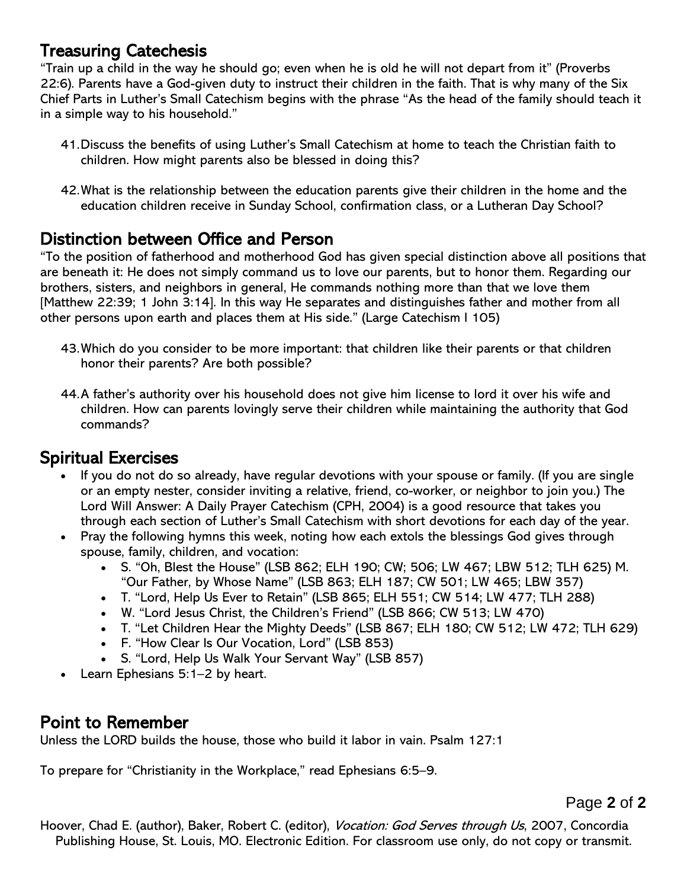## Treasuring Catechesis

"Train up a child in the way he should go; even when he is old he will not depart from it" (Proverbs 22:6). Parents have a God-given duty to instruct their children in the faith. That is why many of the Six Chief Parts in Luther's Small Catechism begins with the phrase "As the head of the family should teach it in a simple way to his household."

41. Discuss the benefits of using Luther's Small Catechism at home to teach the Christian faith to children. How might parents also be blessed in doing this?

42. What is the relationship between the education parents give their children in the home and the education children receive in Sunday School, confirmation class, or a Lutheran Day School?

## Distinction between Office and Person

"To the position of fatherhood and motherhood God has given special distinction above all positions that are beneath it: He does not simply command us to love our parents, but to honor them. Regarding our brothers, sisters, and neighbors in general, He commands nothing more than that we love them [Matthew 22:39; 1 John 3:14]. In this way He separates and distinguishes father and mother from all other persons upon earth and places them at His side." (Large Catechism I 105)

43. Which do you consider to be more important: that children like their parents or that children honor their parents? Are both possible?

44. A father's authority over his household does not give him license to lord it over his wife and children. How can parents lovingly serve their children while maintaining the authority that God commands?

## Spiritual Exercises

- If you do not do so already, have regular devotions with your spouse or family. (If you are single or an empty nester, consider inviting a relative, friend, co-worker, or neighbor to join you.) The Lord Will Answer: A Daily Prayer Catechism (CPH, 2004) is a good resource that takes you through each section of Luther's Small Catechism with short devotions for each day of the year.
- Pray the following hymns this week, noting how each extols the blessings God gives through spouse, family, children, and vocation:
  - S. "Oh, Blest the House" (LSB 862; ELH 190; CW; 506; LW 467; LBW 512; TLH 625) M. "Our Father, by Whose Name" (LSB 863; ELH 187; CW 501; LW 465; LBW 357)
  - T. "Lord, Help Us Ever to Retain" (LSB 865; ELH 551; CW 514; LW 477; TLH 288)
  - W. "Lord Jesus Christ, the Children's Friend" (LSB 866; CW 513; LW 470)
  - T. "Let Children Hear the Mighty Deeds" (LSB 867; ELH 180; CW 512; LW 472; TLH 629)
  - F. "How Clear Is Our Vocation, Lord" (LSB 853)
  - S. "Lord, Help Us Walk Your Servant Way" (LSB 857)
- Learn Ephesians 5:1–2 by heart.

## Point to Remember

Unless the LORD builds the house, those who build it labor in vain. Psalm 127:1

To prepare for "Christianity in the Workplace," read Ephesians 6:5–9.

Hoover, Chad E. (author), Baker, Robert C. (editor), *Vocation: God Serves through Us*, 2007, Concordia Publishing House, St. Louis, MO. Electronic Edition. For classroom use only, do not copy or transmit.